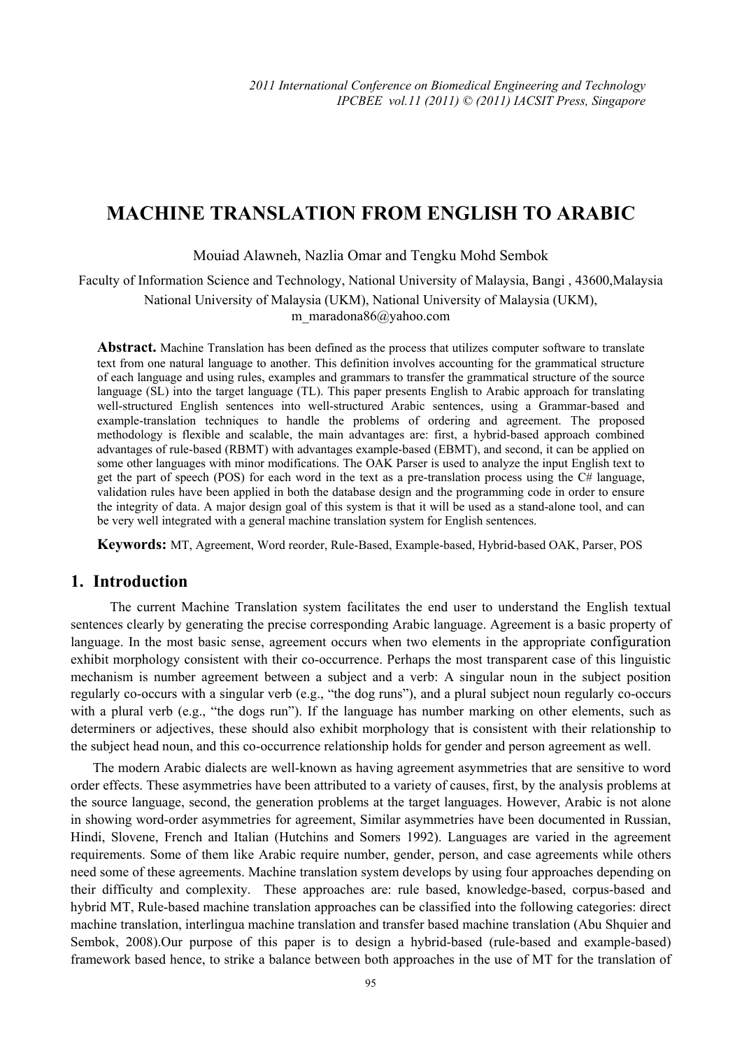# MACHINE TRANSLATION FROM ENGLISH TO ARABIC

Mouiad Alawneh, Nazlia Omar and Tengku Mohd Sembok

Faculty of Information Science and Technology, National University of Malaysia, Bangi , 43600,Malaysia
National University of Malaysia (UKM), National University of Malaysia (UKM),
m_maradona86@yahoo.com

**Abstract.** Machine Translation has been defined as the process that utilizes computer software to translate text from one natural language to another. This definition involves accounting for the grammatical structure of each language and using rules, examples and grammars to transfer the grammatical structure of the source language (SL) into the target language (TL). This paper presents English to Arabic approach for translating well-structured English sentences into well-structured Arabic sentences, using a Grammar-based and example-translation techniques to handle the problems of ordering and agreement. The proposed methodology is flexible and scalable, the main advantages are: first, a hybrid-based approach combined advantages of rule-based (RBMT) with advantages example-based (EBMT), and second, it can be applied on some other languages with minor modifications. The OAK Parser is used to analyze the input English text to get the part of speech (POS) for each word in the text as a pre-translation process using the C# language, validation rules have been applied in both the database design and the programming code in order to ensure the integrity of data. A major design goal of this system is that it will be used as a stand-alone tool, and can be very well integrated with a general machine translation system for English sentences.

**Keywords:** MT, Agreement, Word reorder, Rule-Based, Example-based, Hybrid-based OAK, Parser, POS

## 1. Introduction

The current Machine Translation system facilitates the end user to understand the English textual sentences clearly by generating the precise corresponding Arabic language. Agreement is a basic property of language. In the most basic sense, agreement occurs when two elements in the appropriate configuration exhibit morphology consistent with their co-occurrence. Perhaps the most transparent case of this linguistic mechanism is number agreement between a subject and a verb: A singular noun in the subject position regularly co-occurs with a singular verb (e.g., "the dog runs"), and a plural subject noun regularly co-occurs with a plural verb (e.g., "the dogs run"). If the language has number marking on other elements, such as determiners or adjectives, these should also exhibit morphology that is consistent with their relationship to the subject head noun, and this co-occurrence relationship holds for gender and person agreement as well.

The modern Arabic dialects are well-known as having agreement asymmetries that are sensitive to word order effects. These asymmetries have been attributed to a variety of causes, first, by the analysis problems at the source language, second, the generation problems at the target languages. However, Arabic is not alone in showing word-order asymmetries for agreement, Similar asymmetries have been documented in Russian, Hindi, Slovene, French and Italian (Hutchins and Somers 1992). Languages are varied in the agreement requirements. Some of them like Arabic require number, gender, person, and case agreements while others need some of these agreements. Machine translation system develops by using four approaches depending on their difficulty and complexity. These approaches are: rule based, knowledge-based, corpus-based and hybrid MT, Rule-based machine translation approaches can be classified into the following categories: direct machine translation, interlingua machine translation and transfer based machine translation (Abu Shquier and Sembok, 2008).Our purpose of this paper is to design a hybrid-based (rule-based and example-based) framework based hence, to strike a balance between both approaches in the use of MT for the translation of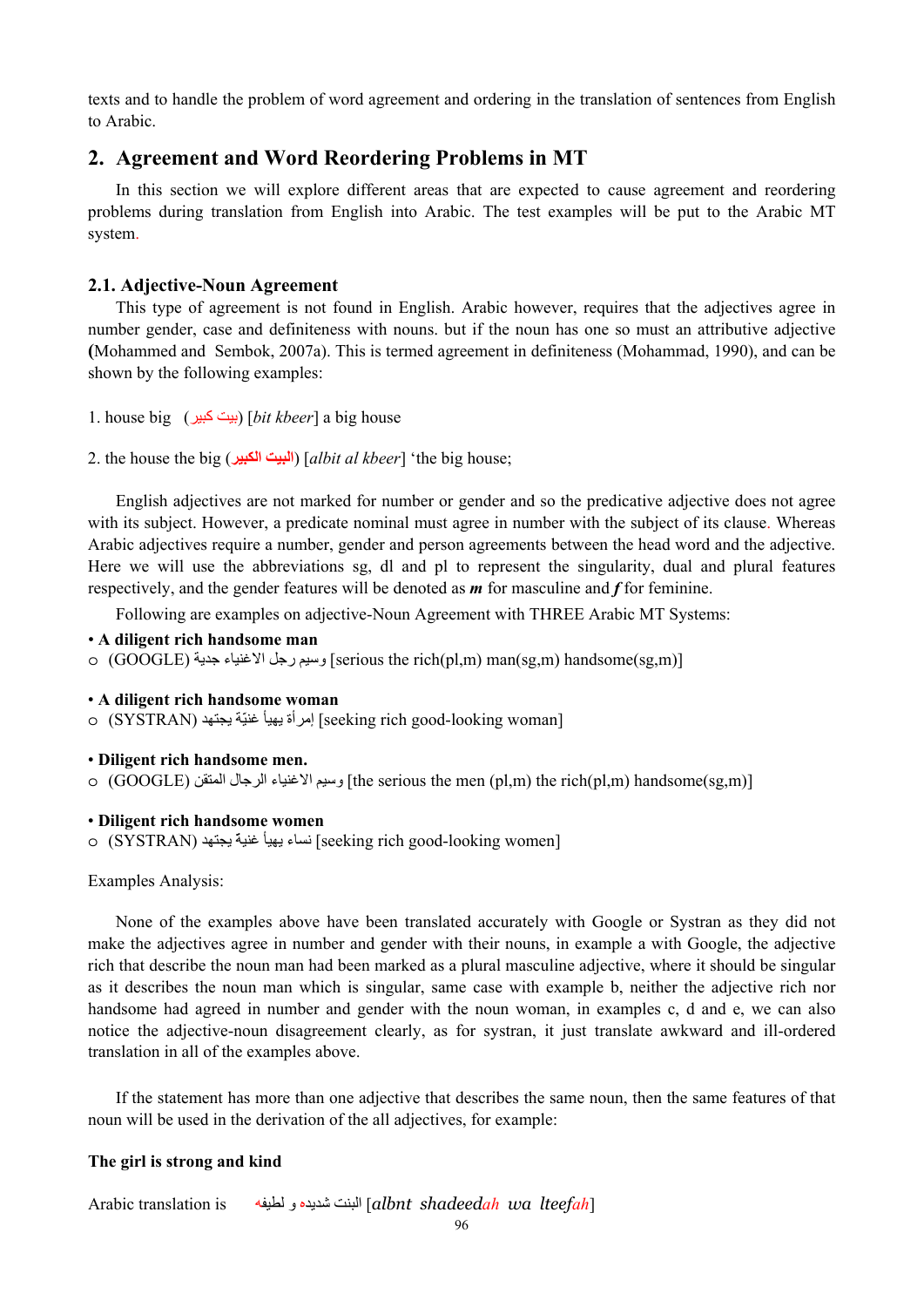texts and to handle the problem of word agreement and ordering in the translation of sentences from English to Arabic.

## 2. Agreement and Word Reordering Problems in MT

In this section we will explore different areas that are expected to cause agreement and reordering problems during translation from English into Arabic. The test examples will be put to the Arabic MT system.

### 2.1. Adjective-Noun Agreement

This type of agreement is not found in English. Arabic however, requires that the adjectives agree in number gender, case and definiteness with nouns. but if the noun has one so must an attributive adjective **(**Mohammed and Sembok, 2007a). This is termed agreement in definiteness (Mohammad, 1990), and can be shown by the following examples:

1. house big (بيت كبير) [*bit kbeer*] a big house

2. the house the big (**البيت الكبير**) [*albit al kbeer*] 'the big house;

English adjectives are not marked for number or gender and so the predicative adjective does not agree with its subject. However, a predicate nominal must agree in number with the subject of its clause. Whereas Arabic adjectives require a number, gender and person agreements between the head word and the adjective. Here we will use the abbreviations sg, dl and pl to represent the singularity, dual and plural features respectively, and the gender features will be denoted as ***m*** for masculine and ***f*** for feminine.

Following are examples on adjective-Noun Agreement with THREE Arabic MT Systems:

- **A diligent rich handsome man**
  - (GOOGLE) وسيم رجل الاغنياء جدية [serious the rich(pl,m) man(sg,m) handsome(sg,m)]

- **A diligent rich handsome woman**
  - (SYSTRAN) إمرأة يهيأ غنيّة يجتهد [seeking rich good-looking woman]

- **Diligent rich handsome men.**
  - (GOOGLE) وسيم الاغنياء الرجال المتقن [the serious the men (pl,m) the rich(pl,m) handsome(sg,m)]

- **Diligent rich handsome women**
  - (SYSTRAN) نساء يهيأ غنية يجتهد [seeking rich good-looking women]

Examples Analysis:

None of the examples above have been translated accurately with Google or Systran as they did not make the adjectives agree in number and gender with their nouns, in example a with Google, the adjective rich that describe the noun man had been marked as a plural masculine adjective, where it should be singular as it describes the noun man which is singular, same case with example b, neither the adjective rich nor handsome had agreed in number and gender with the noun woman, in examples c, d and e, we can also notice the adjective-noun disagreement clearly, as for systran, it just translate awkward and ill-ordered translation in all of the examples above.

If the statement has more than one adjective that describes the same noun, then the same features of that noun will be used in the derivation of the all adjectives, for example:

**The girl is strong and kind**

Arabic translation is البنت شديده و لطيفه [*albnt shadeedah wa lteefah*]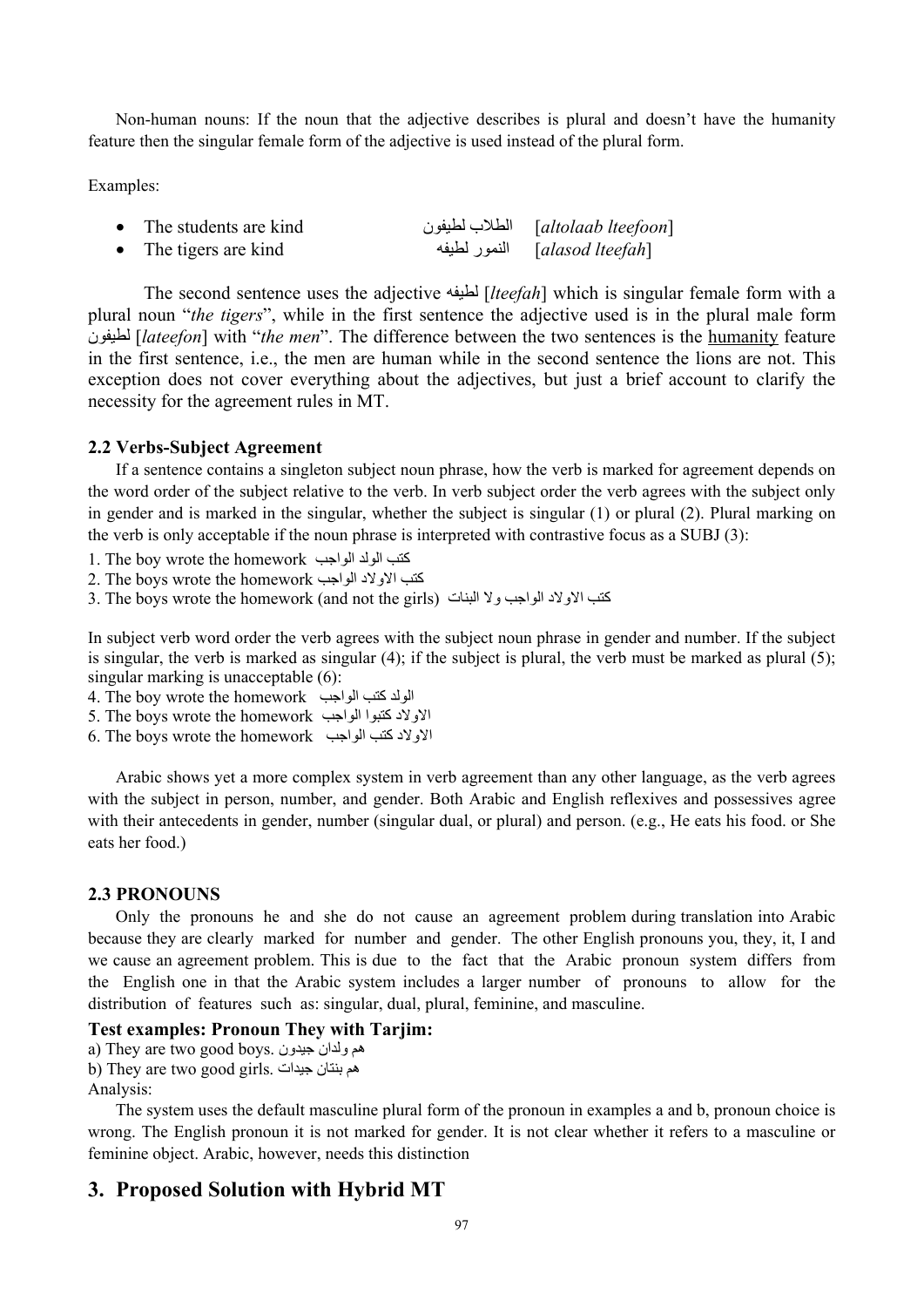Non-human nouns: If the noun that the adjective describes is plural and doesn't have the humanity feature then the singular female form of the adjective is used instead of the plural form.

Examples:

- The students are kind الطلاب لطيفون [*altolaab lteefoon*]
- The tigers are kind النمور لطيفه [*alasod lteefah*]

The second sentence uses the adjective لطيفه [*lteefah*] which is singular female form with a plural noun "*the tigers*", while in the first sentence the adjective used is in the plural male form لطيفون [*lateefon*] with "*the men*". The difference between the two sentences is the humanity feature in the first sentence, i.e., the men are human while in the second sentence the lions are not. This exception does not cover everything about the adjectives, but just a brief account to clarify the necessity for the agreement rules in MT.

### 2.2 Verbs-Subject Agreement

If a sentence contains a singleton subject noun phrase, how the verb is marked for agreement depends on the word order of the subject relative to the verb. In verb subject order the verb agrees with the subject only in gender and is marked in the singular, whether the subject is singular (1) or plural (2). Plural marking on the verb is only acceptable if the noun phrase is interpreted with contrastive focus as a SUBJ (3):

1. The boy wrote the homework كتب الولد الواجب
2. The boys wrote the homework كتب الاولاد الواجب
3. The boys wrote the homework (and not the girls) كتب الاولاد الواجب ولا البنات

In subject verb word order the verb agrees with the subject noun phrase in gender and number. If the subject is singular, the verb is marked as singular (4); if the subject is plural, the verb must be marked as plural (5); singular marking is unacceptable (6):

4. The boy wrote the homework الولد كتب الواجب
5. The boys wrote the homework الاولاد كتبوا الواجب
6. The boys wrote the homework الاولاد كتب الواجب

Arabic shows yet a more complex system in verb agreement than any other language, as the verb agrees with the subject in person, number, and gender. Both Arabic and English reflexives and possessives agree with their antecedents in gender, number (singular dual, or plural) and person. (e.g., He eats his food. or She eats her food.)

### 2.3 PRONOUNS

Only the pronouns he and she do not cause an agreement problem during translation into Arabic because they are clearly marked for number and gender. The other English pronouns you, they, it, I and we cause an agreement problem. This is due to the fact that the Arabic pronoun system differs from the English one in that the Arabic system includes a larger number of pronouns to allow for the distribution of features such as: singular, dual, plural, feminine, and masculine.

**Test examples: Pronoun They with Tarjim:**

a) They are two good boys. هم ولدان جيدون

b) They are two good girls. هم بنتان جيدات

Analysis:

The system uses the default masculine plural form of the pronoun in examples a and b, pronoun choice is wrong. The English pronoun it is not marked for gender. It is not clear whether it refers to a masculine or feminine object. Arabic, however, needs this distinction

## 3. Proposed Solution with Hybrid MT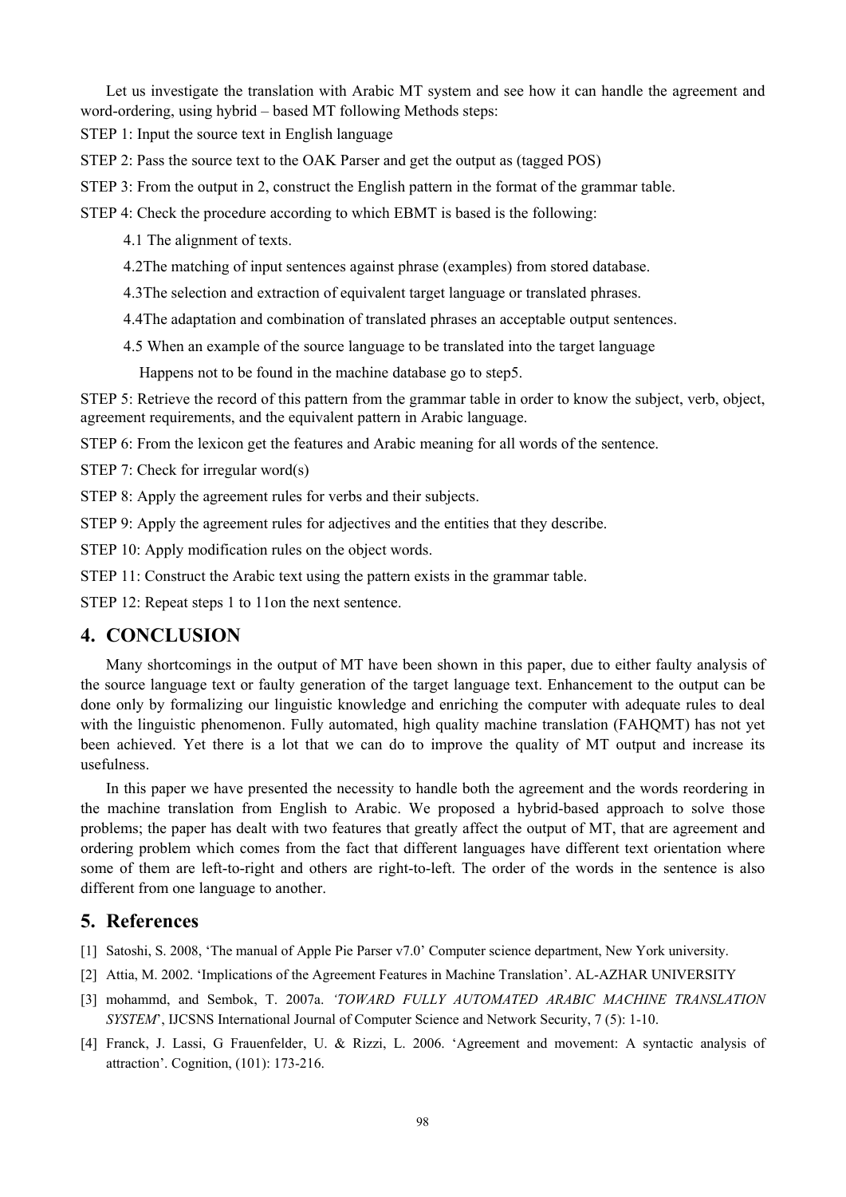Let us investigate the translation with Arabic MT system and see how it can handle the agreement and word-ordering, using hybrid – based MT following Methods steps:

STEP 1: Input the source text in English language

STEP 2: Pass the source text to the OAK Parser and get the output as (tagged POS)

STEP 3: From the output in 2, construct the English pattern in the format of the grammar table.

STEP 4: Check the procedure according to which EBMT is based is the following:

4.1 The alignment of texts.

4.2The matching of input sentences against phrase (examples) from stored database.

4.3The selection and extraction of equivalent target language or translated phrases.

4.4The adaptation and combination of translated phrases an acceptable output sentences.

4.5 When an example of the source language to be translated into the target language Happens not to be found in the machine database go to step5.

STEP 5: Retrieve the record of this pattern from the grammar table in order to know the subject, verb, object, agreement requirements, and the equivalent pattern in Arabic language.

STEP 6: From the lexicon get the features and Arabic meaning for all words of the sentence.

STEP 7: Check for irregular word(s)

STEP 8: Apply the agreement rules for verbs and their subjects.

STEP 9: Apply the agreement rules for adjectives and the entities that they describe.

STEP 10: Apply modification rules on the object words.

STEP 11: Construct the Arabic text using the pattern exists in the grammar table.

STEP 12: Repeat steps 1 to 11on the next sentence.

## 4. CONCLUSION

Many shortcomings in the output of MT have been shown in this paper, due to either faulty analysis of the source language text or faulty generation of the target language text. Enhancement to the output can be done only by formalizing our linguistic knowledge and enriching the computer with adequate rules to deal with the linguistic phenomenon. Fully automated, high quality machine translation (FAHQMT) has not yet been achieved. Yet there is a lot that we can do to improve the quality of MT output and increase its usefulness.

In this paper we have presented the necessity to handle both the agreement and the words reordering in the machine translation from English to Arabic. We proposed a hybrid-based approach to solve those problems; the paper has dealt with two features that greatly affect the output of MT, that are agreement and ordering problem which comes from the fact that different languages have different text orientation where some of them are left-to-right and others are right-to-left. The order of the words in the sentence is also different from one language to another.

## 5. References

[1] Satoshi, S. 2008, 'The manual of Apple Pie Parser v7.0' Computer science department, New York university.

[2] Attia, M. 2002. 'Implications of the Agreement Features in Machine Translation'. AL-AZHAR UNIVERSITY

[3] mohammd, and Sembok, T. 2007a. *'TOWARD FULLY AUTOMATED ARABIC MACHINE TRANSLATION SYSTEM'*, IJCSNS International Journal of Computer Science and Network Security, 7 (5): 1-10.

[4] Franck, J. Lassi, G Frauenfelder, U. & Rizzi, L. 2006. 'Agreement and movement: A syntactic analysis of attraction'. Cognition, (101): 173-216.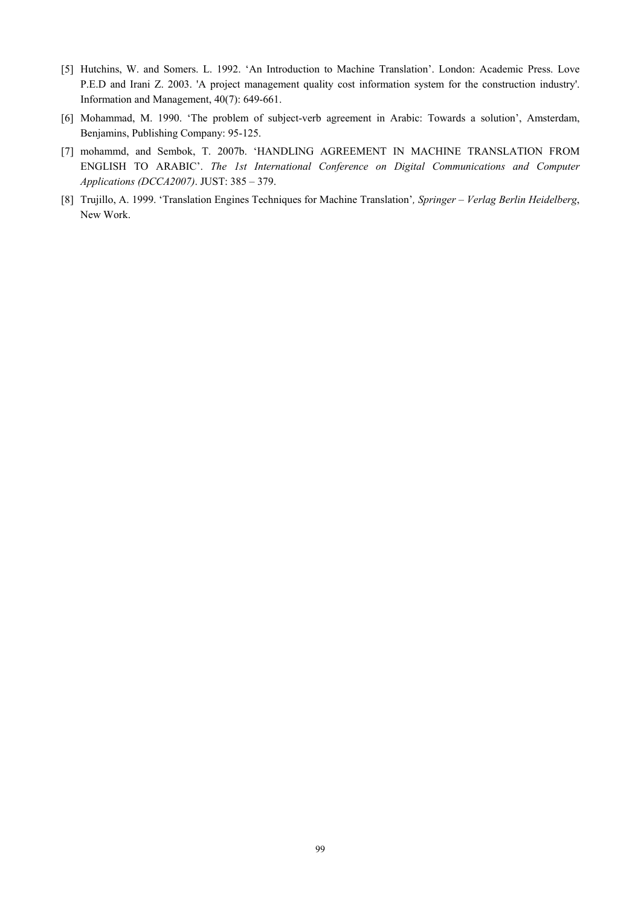[5] Hutchins, W. and Somers. L. 1992. 'An Introduction to Machine Translation'. London: Academic Press. Love P.E.D and Irani Z. 2003. 'A project management quality cost information system for the construction industry'. Information and Management, 40(7): 649-661.

[6] Mohammad, M. 1990. 'The problem of subject-verb agreement in Arabic: Towards a solution', Amsterdam, Benjamins, Publishing Company: 95-125.

[7] mohammd, and Sembok, T. 2007b. 'HANDLING AGREEMENT IN MACHINE TRANSLATION FROM ENGLISH TO ARABIC'. *The 1st International Conference on Digital Communications and Computer Applications (DCCA2007)*. JUST: 385 – 379.

[8] Trujillo, A. 1999. 'Translation Engines Techniques for Machine Translation'*, Springer – Verlag Berlin Heidelberg*, New Work.